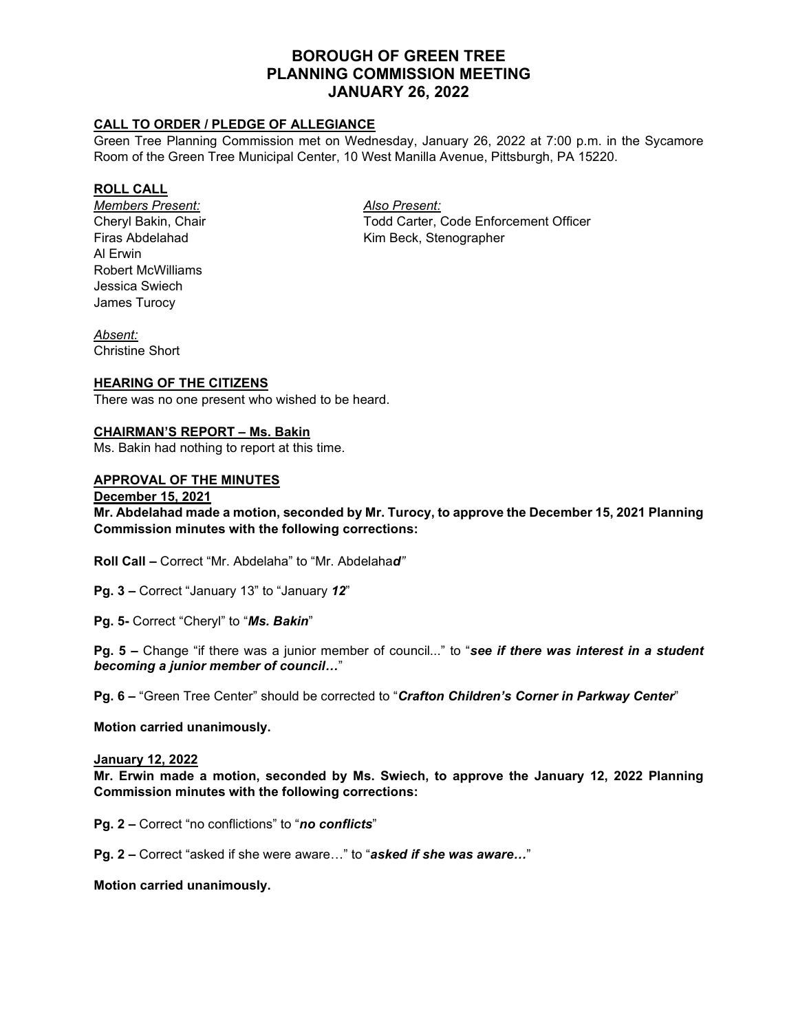# BOROUGH OF GREEN TREE
# PLANNING COMMISSION MEETING
# JANUARY 26, 2022

## CALL TO ORDER / PLEDGE OF ALLEGIANCE

Green Tree Planning Commission met on Wednesday, January 26, 2022 at 7:00 p.m. in the Sycamore Room of the Green Tree Municipal Center, 10 West Manilla Avenue, Pittsburgh, PA 15220.

## ROLL CALL

*Members Present:*
Cheryl Bakin, Chair
Firas Abdelahad
Al Erwin
Robert McWilliams
Jessica Swiech
James Turocy

*Also Present:*
Todd Carter, Code Enforcement Officer
Kim Beck, Stenographer

*Absent:*
Christine Short

## HEARING OF THE CITIZENS

There was no one present who wished to be heard.

## CHAIRMAN'S REPORT – Ms. Bakin

Ms. Bakin had nothing to report at this time.

## APPROVAL OF THE MINUTES

**December 15, 2021**

**Mr. Abdelahad made a motion, seconded by Mr. Turocy, to approve the December 15, 2021 Planning Commission minutes with the following corrections:**

**Roll Call –** Correct "Mr. Abdelaha" to "Mr. Abdelaha***d***"

**Pg. 3 –** Correct "January 13" to "January ***12***"

**Pg. 5-** Correct "Cheryl" to "***Ms. Bakin***"

**Pg. 5 –** Change "if there was a junior member of council..." to "***see if there was interest in a student becoming a junior member of council…***"

**Pg. 6 –** "Green Tree Center" should be corrected to "***Crafton Children's Corner in Parkway Center***"

**Motion carried unanimously.**

**January 12, 2022**

**Mr. Erwin made a motion, seconded by Ms. Swiech, to approve the January 12, 2022 Planning Commission minutes with the following corrections:**

**Pg. 2 –** Correct "no conflictions" to "***no conflicts***"

**Pg. 2 –** Correct "asked if she were aware…" to "***asked if she was aware…***"

**Motion carried unanimously.**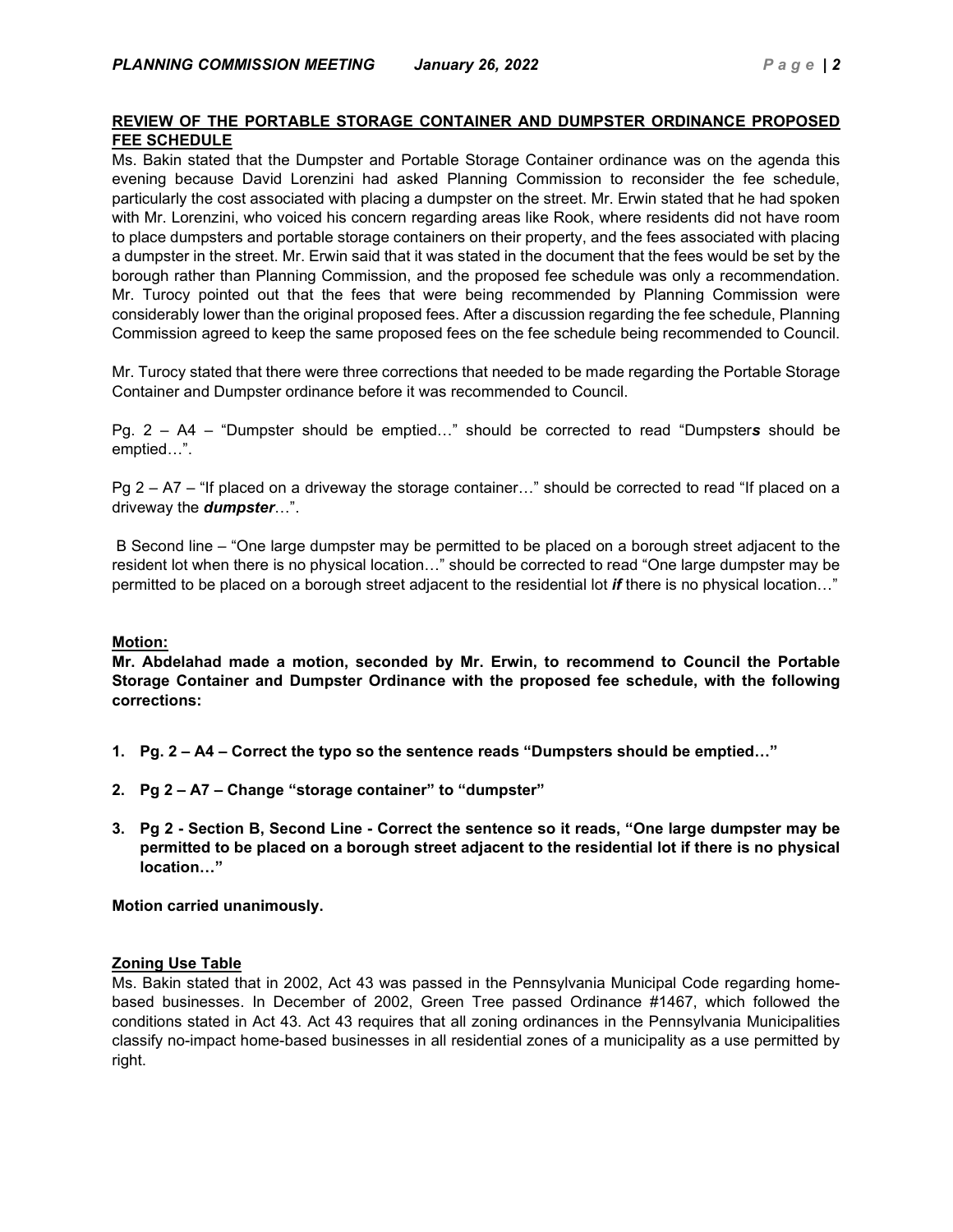**REVIEW OF THE PORTABLE STORAGE CONTAINER AND DUMPSTER ORDINANCE PROPOSED FEE SCHEDULE**

Ms. Bakin stated that the Dumpster and Portable Storage Container ordinance was on the agenda this evening because David Lorenzini had asked Planning Commission to reconsider the fee schedule, particularly the cost associated with placing a dumpster on the street. Mr. Erwin stated that he had spoken with Mr. Lorenzini, who voiced his concern regarding areas like Rook, where residents did not have room to place dumpsters and portable storage containers on their property, and the fees associated with placing a dumpster in the street. Mr. Erwin said that it was stated in the document that the fees would be set by the borough rather than Planning Commission, and the proposed fee schedule was only a recommendation. Mr. Turocy pointed out that the fees that were being recommended by Planning Commission were considerably lower than the original proposed fees. After a discussion regarding the fee schedule, Planning Commission agreed to keep the same proposed fees on the fee schedule being recommended to Council.

Mr. Turocy stated that there were three corrections that needed to be made regarding the Portable Storage Container and Dumpster ordinance before it was recommended to Council.

Pg. 2 – A4 – "Dumpster should be emptied…" should be corrected to read "Dumpster***s*** should be emptied…".

Pg 2 – A7 – "If placed on a driveway the storage container…" should be corrected to read "If placed on a driveway the ***dumpster***…".

B Second line – "One large dumpster may be permitted to be placed on a borough street adjacent to the resident lot when there is no physical location…" should be corrected to read "One large dumpster may be permitted to be placed on a borough street adjacent to the residential lot ***if*** there is no physical location…"

**Motion:**

**Mr. Abdelahad made a motion, seconded by Mr. Erwin, to recommend to Council the Portable Storage Container and Dumpster Ordinance with the proposed fee schedule, with the following corrections:**

1. **Pg. 2 – A4 – Correct the typo so the sentence reads "Dumpsters should be emptied…"**
2. **Pg 2 – A7 – Change "storage container" to "dumpster"**
3. **Pg 2 - Section B, Second Line - Correct the sentence so it reads, "One large dumpster may be permitted to be placed on a borough street adjacent to the residential lot if there is no physical location…"**

**Motion carried unanimously.**

**Zoning Use Table**

Ms. Bakin stated that in 2002, Act 43 was passed in the Pennsylvania Municipal Code regarding home-based businesses. In December of 2002, Green Tree passed Ordinance #1467, which followed the conditions stated in Act 43. Act 43 requires that all zoning ordinances in the Pennsylvania Municipalities classify no-impact home-based businesses in all residential zones of a municipality as a use permitted by right.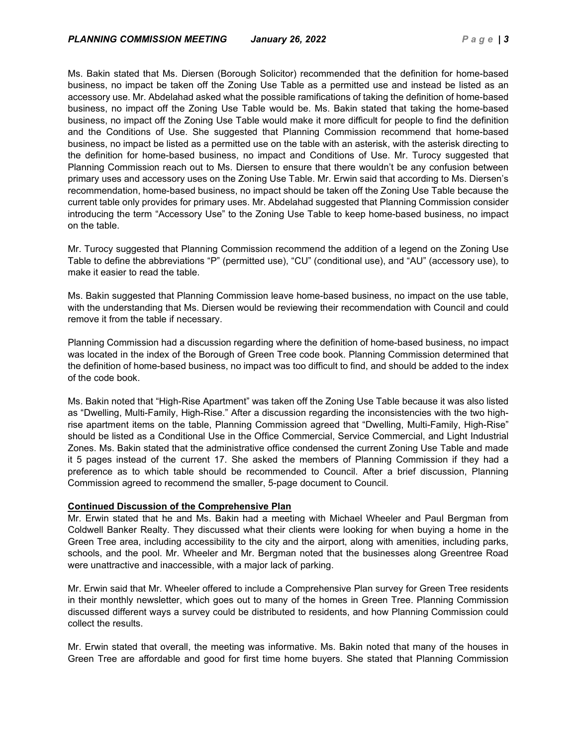Ms. Bakin stated that Ms. Diersen (Borough Solicitor) recommended that the definition for home-based business, no impact be taken off the Zoning Use Table as a permitted use and instead be listed as an accessory use. Mr. Abdelahad asked what the possible ramifications of taking the definition of home-based business, no impact off the Zoning Use Table would be. Ms. Bakin stated that taking the home-based business, no impact off the Zoning Use Table would make it more difficult for people to find the definition and the Conditions of Use. She suggested that Planning Commission recommend that home-based business, no impact be listed as a permitted use on the table with an asterisk, with the asterisk directing to the definition for home-based business, no impact and Conditions of Use. Mr. Turocy suggested that Planning Commission reach out to Ms. Diersen to ensure that there wouldn't be any confusion between primary uses and accessory uses on the Zoning Use Table. Mr. Erwin said that according to Ms. Diersen's recommendation, home-based business, no impact should be taken off the Zoning Use Table because the current table only provides for primary uses. Mr. Abdelahad suggested that Planning Commission consider introducing the term "Accessory Use" to the Zoning Use Table to keep home-based business, no impact on the table.

Mr. Turocy suggested that Planning Commission recommend the addition of a legend on the Zoning Use Table to define the abbreviations "P" (permitted use), "CU" (conditional use), and "AU" (accessory use), to make it easier to read the table.

Ms. Bakin suggested that Planning Commission leave home-based business, no impact on the use table, with the understanding that Ms. Diersen would be reviewing their recommendation with Council and could remove it from the table if necessary.

Planning Commission had a discussion regarding where the definition of home-based business, no impact was located in the index of the Borough of Green Tree code book. Planning Commission determined that the definition of home-based business, no impact was too difficult to find, and should be added to the index of the code book.

Ms. Bakin noted that "High-Rise Apartment" was taken off the Zoning Use Table because it was also listed as "Dwelling, Multi-Family, High-Rise." After a discussion regarding the inconsistencies with the two high-rise apartment items on the table, Planning Commission agreed that "Dwelling, Multi-Family, High-Rise" should be listed as a Conditional Use in the Office Commercial, Service Commercial, and Light Industrial Zones. Ms. Bakin stated that the administrative office condensed the current Zoning Use Table and made it 5 pages instead of the current 17. She asked the members of Planning Commission if they had a preference as to which table should be recommended to Council. After a brief discussion, Planning Commission agreed to recommend the smaller, 5-page document to Council.

**Continued Discussion of the Comprehensive Plan**

Mr. Erwin stated that he and Ms. Bakin had a meeting with Michael Wheeler and Paul Bergman from Coldwell Banker Realty. They discussed what their clients were looking for when buying a home in the Green Tree area, including accessibility to the city and the airport, along with amenities, including parks, schools, and the pool. Mr. Wheeler and Mr. Bergman noted that the businesses along Greentree Road were unattractive and inaccessible, with a major lack of parking.

Mr. Erwin said that Mr. Wheeler offered to include a Comprehensive Plan survey for Green Tree residents in their monthly newsletter, which goes out to many of the homes in Green Tree. Planning Commission discussed different ways a survey could be distributed to residents, and how Planning Commission could collect the results.

Mr. Erwin stated that overall, the meeting was informative. Ms. Bakin noted that many of the houses in Green Tree are affordable and good for first time home buyers. She stated that Planning Commission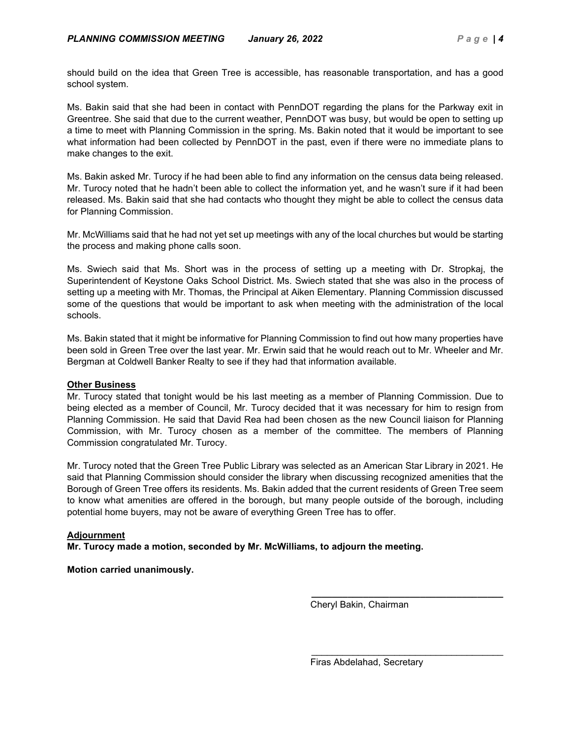should build on the idea that Green Tree is accessible, has reasonable transportation, and has a good school system.

Ms. Bakin said that she had been in contact with PennDOT regarding the plans for the Parkway exit in Greentree. She said that due to the current weather, PennDOT was busy, but would be open to setting up a time to meet with Planning Commission in the spring. Ms. Bakin noted that it would be important to see what information had been collected by PennDOT in the past, even if there were no immediate plans to make changes to the exit.

Ms. Bakin asked Mr. Turocy if he had been able to find any information on the census data being released. Mr. Turocy noted that he hadn't been able to collect the information yet, and he wasn't sure if it had been released. Ms. Bakin said that she had contacts who thought they might be able to collect the census data for Planning Commission.

Mr. McWilliams said that he had not yet set up meetings with any of the local churches but would be starting the process and making phone calls soon.

Ms. Swiech said that Ms. Short was in the process of setting up a meeting with Dr. Stropkaj, the Superintendent of Keystone Oaks School District. Ms. Swiech stated that she was also in the process of setting up a meeting with Mr. Thomas, the Principal at Aiken Elementary. Planning Commission discussed some of the questions that would be important to ask when meeting with the administration of the local schools.

Ms. Bakin stated that it might be informative for Planning Commission to find out how many properties have been sold in Green Tree over the last year. Mr. Erwin said that he would reach out to Mr. Wheeler and Mr. Bergman at Coldwell Banker Realty to see if they had that information available.

**Other Business**

Mr. Turocy stated that tonight would be his last meeting as a member of Planning Commission. Due to being elected as a member of Council, Mr. Turocy decided that it was necessary for him to resign from Planning Commission. He said that David Rea had been chosen as the new Council liaison for Planning Commission, with Mr. Turocy chosen as a member of the committee. The members of Planning Commission congratulated Mr. Turocy.

Mr. Turocy noted that the Green Tree Public Library was selected as an American Star Library in 2021. He said that Planning Commission should consider the library when discussing recognized amenities that the Borough of Green Tree offers its residents. Ms. Bakin added that the current residents of Green Tree seem to know what amenities are offered in the borough, but many people outside of the borough, including potential home buyers, may not be aware of everything Green Tree has to offer.

**Adjournment**

**Mr. Turocy made a motion, seconded by Mr. McWilliams, to adjourn the meeting.**

**Motion carried unanimously.**

\_\_\_\_\_\_\_\_\_\_\_\_\_\_\_\_\_\_\_\_\_\_\_\_\_\_\_\_\_\_\_\_\_\_\_\_\_\_

Cheryl Bakin, Chairman

\_\_\_\_\_\_\_\_\_\_\_\_\_\_\_\_\_\_\_\_\_\_\_\_\_\_\_\_\_\_\_\_\_\_\_\_\_\_

Firas Abdelahad, Secretary